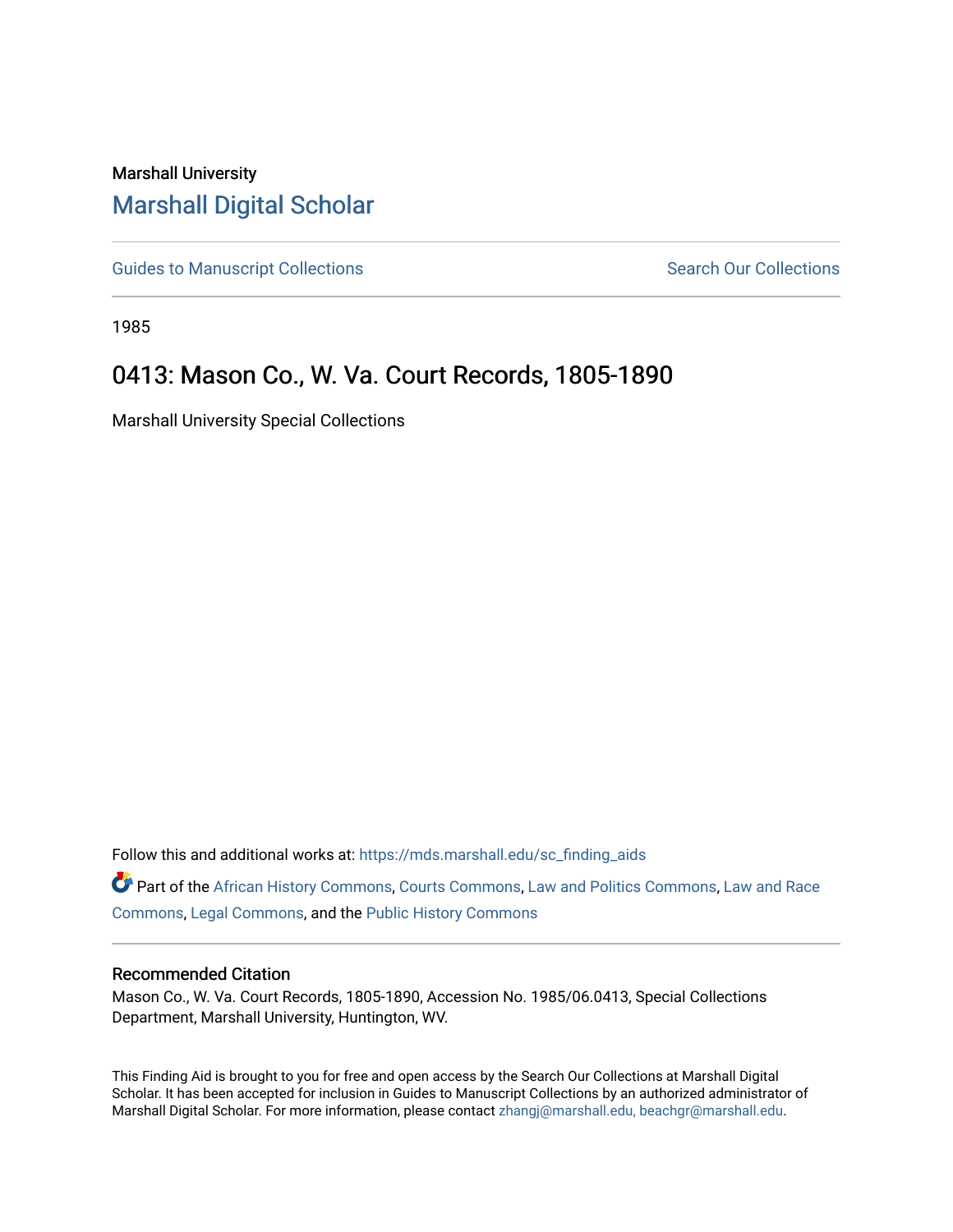Marshall University

# Marshall Digital Scholar

Guides to Manuscript Collections

Search Our Collections

1985

## 0413: Mason Co., W. Va. Court Records, 1805-1890

Marshall University Special Collections

Follow this and additional works at: https://mds.marshall.edu/sc_finding_aids

Part of the African History Commons, Courts Commons, Law and Politics Commons, Law and Race Commons, Legal Commons, and the Public History Commons

### Recommended Citation

Mason Co., W. Va. Court Records, 1805-1890, Accession No. 1985/06.0413, Special Collections Department, Marshall University, Huntington, WV.

This Finding Aid is brought to you for free and open access by the Search Our Collections at Marshall Digital Scholar. It has been accepted for inclusion in Guides to Manuscript Collections by an authorized administrator of Marshall Digital Scholar. For more information, please contact zhangj@marshall.edu, beachgr@marshall.edu.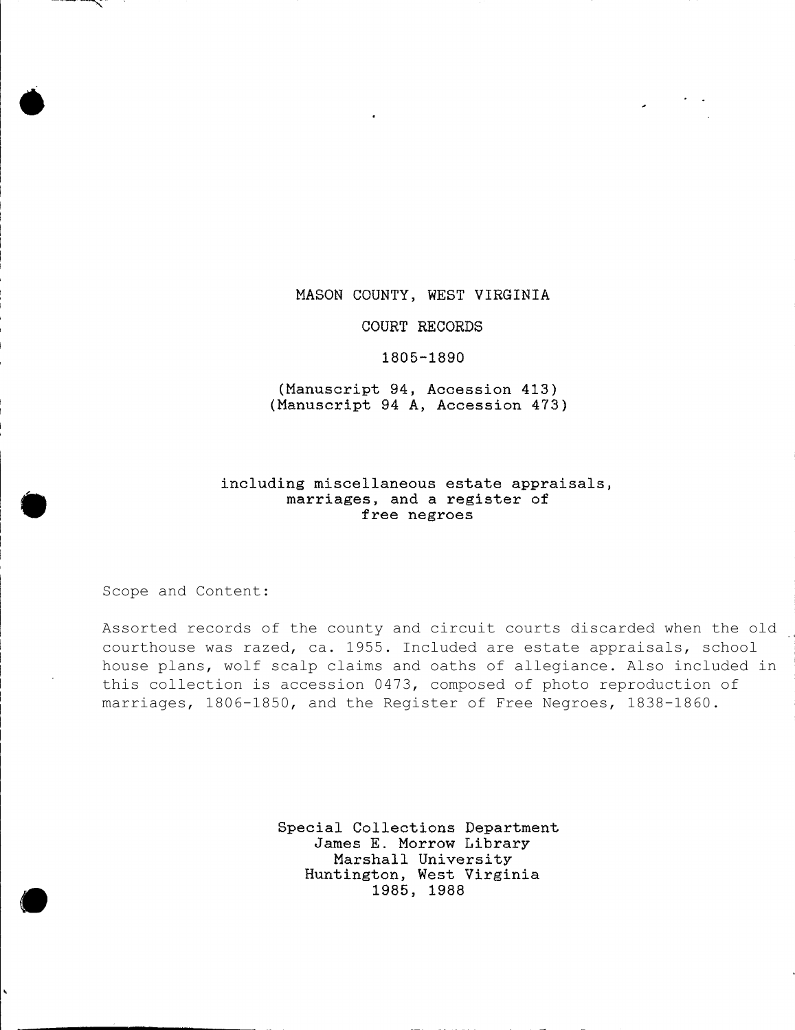# MASON COUNTY, WEST VIRGINIA

## COURT RECORDS

## 1805-1890

(Manuscript 94, Accession 413)
(Manuscript 94 A, Accession 473)

including miscellaneous estate appraisals, marriages, and a register of free negroes

Scope and Content:

Assorted records of the county and circuit courts discarded when the old courthouse was razed, ca. 1955. Included are estate appraisals, school house plans, wolf scalp claims and oaths of allegiance. Also included in this collection is accession 0473, composed of photo reproduction of marriages, 1806-1850, and the Register of Free Negroes, 1838-1860.

Special Collections Department
James E. Morrow Library
Marshall University
Huntington, West Virginia
1985, 1988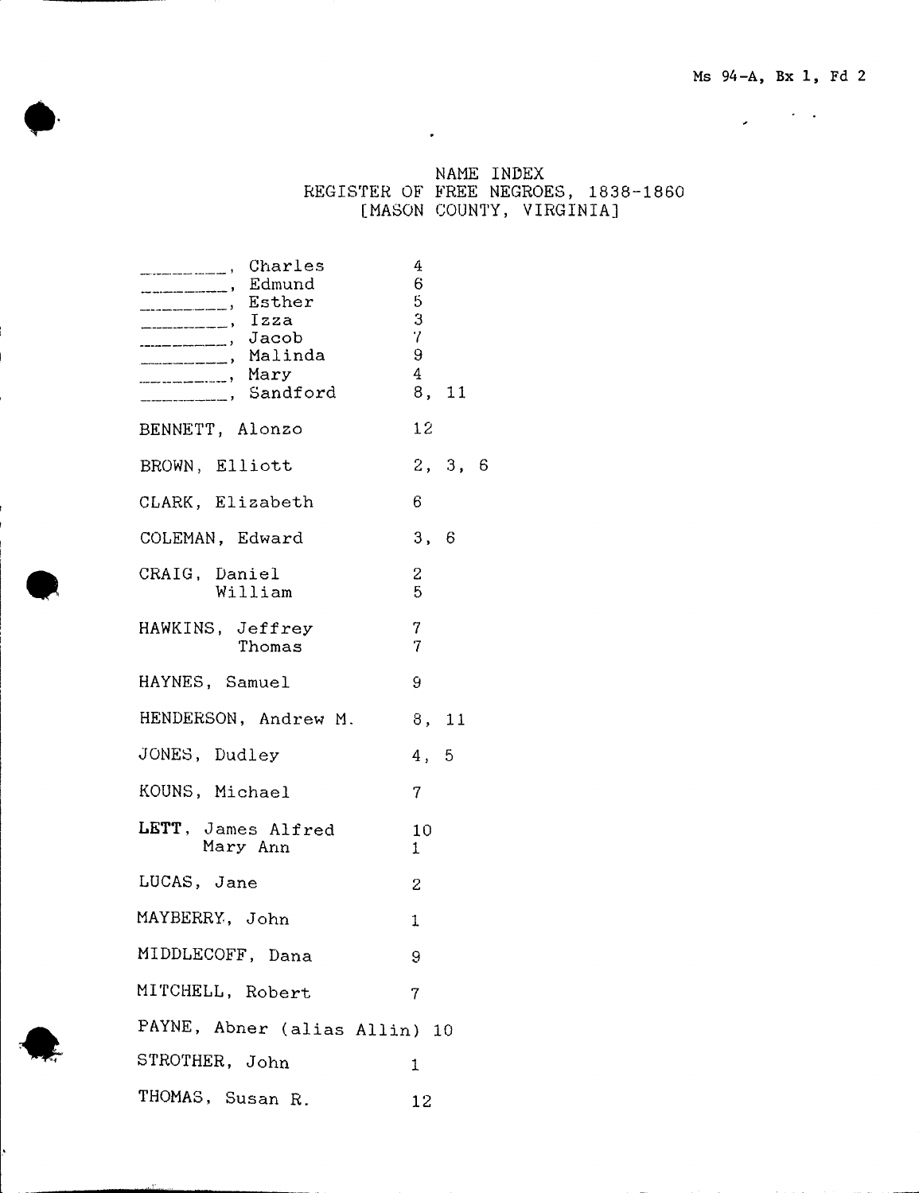Ms 94-A, Bx 1, Fd 2

# NAME INDEX
## REGISTER OF FREE NEGROES, 1838-1860
## [MASON COUNTY, VIRGINIA]

| Name | Pages |
|---|---|
| __________, Charles | 4 |
| __________, Edmund | 6 |
| __________, Esther | 5 |
| __________, Izza | 3 |
| __________, Jacob | 7 |
| __________, Malinda | 9 |
| __________, Mary | 4 |
| __________, Sandford | 8, 11 |
| BENNETT, Alonzo | 12 |
| BROWN, Elliott | 2, 3, 6 |
| CLARK, Elizabeth | 6 |
| COLEMAN, Edward | 3, 6 |
| CRAIG, Daniel | 2 |
| William | 5 |
| HAWKINS, Jeffrey | 7 |
| Thomas | 7 |
| HAYNES, Samuel | 9 |
| HENDERSON, Andrew M. | 8, 11 |
| JONES, Dudley | 4, 5 |
| KOUNS, Michael | 7 |
| LETT, James Alfred | 10 |
| Mary Ann | 1 |
| LUCAS, Jane | 2 |
| MAYBERRY, John | 1 |
| MIDDLECOFF, Dana | 9 |
| MITCHELL, Robert | 7 |
| PAYNE, Abner (alias Allin) | 10 |
| STROTHER, John | 1 |
| THOMAS, Susan R. | 12 |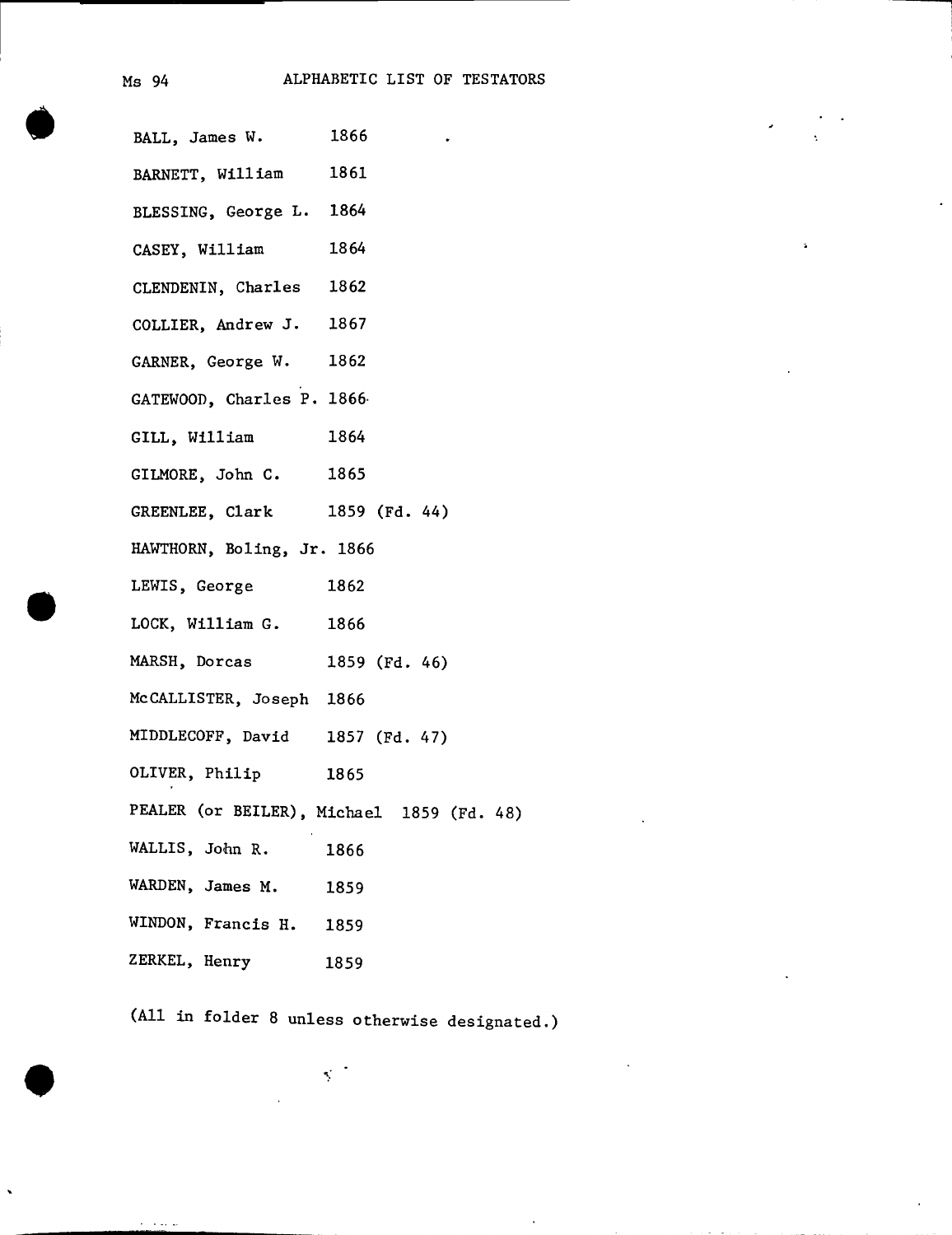Ms 94 ALPHABETIC LIST OF TESTATORS

| | |
|---|---|
| BALL, James W. | 1866 |
| BARNETT, William | 1861 |
| BLESSING, George L. | 1864 |
| CASEY, William | 1864 |
| CLENDENIN, Charles | 1862 |
| COLLIER, Andrew J. | 1867 |
| GARNER, George W. | 1862 |
| GATEWOOD, Charles P. | 1866 |
| GILL, William | 1864 |
| GILMORE, John C. | 1865 |
| GREENLEE, Clark | 1859 (Fd. 44) |
| HAWTHORN, Boling, Jr. | 1866 |
| LEWIS, George | 1862 |
| LOCK, William G. | 1866 |
| MARSH, Dorcas | 1859 (Fd. 46) |
| McCALLISTER, Joseph | 1866 |
| MIDDLECOFF, David | 1857 (Fd. 47) |
| OLIVER, Philip | 1865 |
| PEALER (or BEILER), Michael | 1859 (Fd. 48) |
| WALLIS, John R. | 1866 |
| WARDEN, James M. | 1859 |
| WINDON, Francis H. | 1859 |
| ZERKEL, Henry | 1859 |

(All in folder 8 unless otherwise designated.)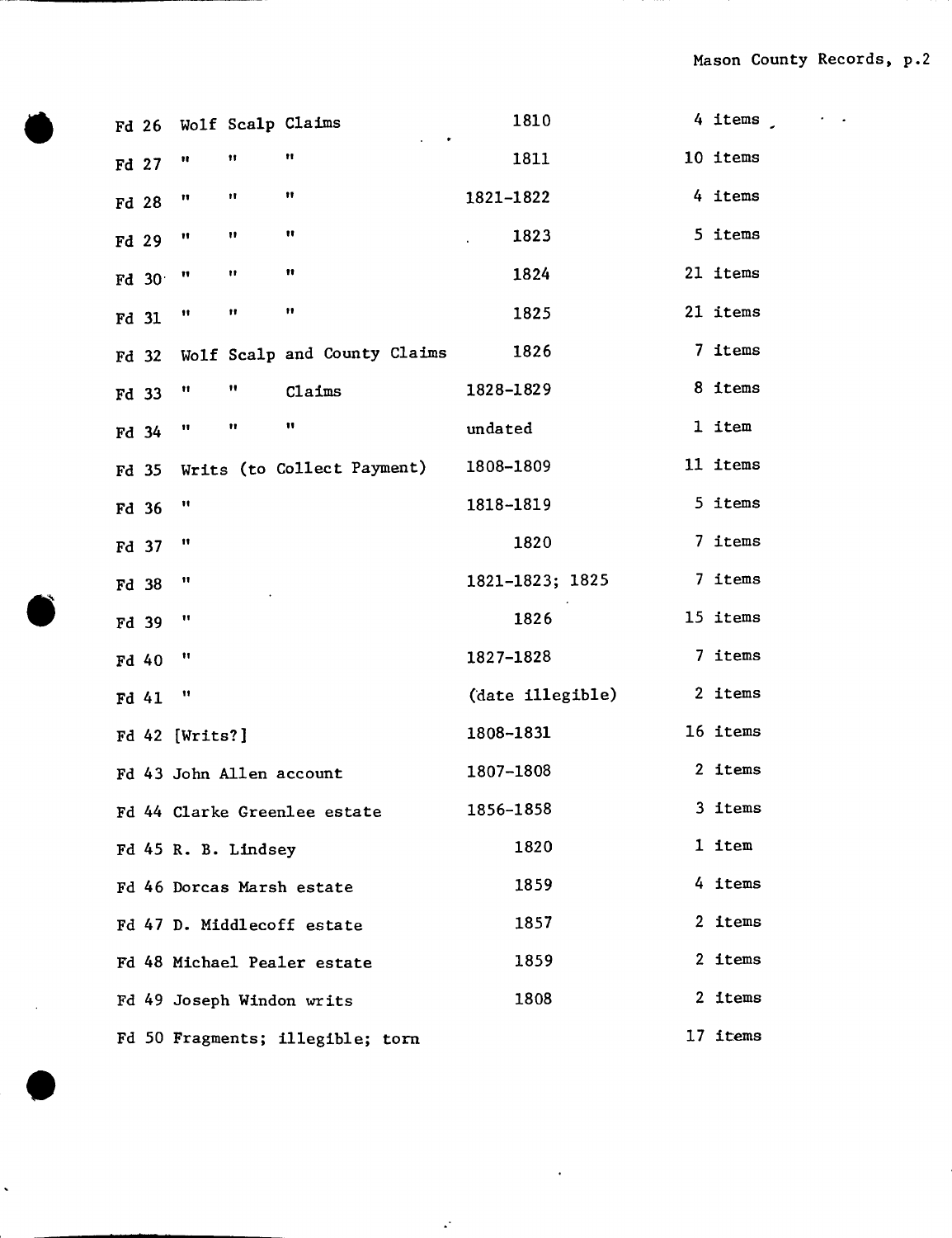| | | | |
|---|---|---|---|
| Fd 26 | Wolf Scalp Claims | 1810 | 4 items |
| Fd 27 | " " " | 1811 | 10 items |
| Fd 28 | " " " | 1821-1822 | 4 items |
| Fd 29 | " " " | 1823 | 5 items |
| Fd 30 | " " " | 1824 | 21 items |
| Fd 31 | " " " | 1825 | 21 items |
| Fd 32 | Wolf Scalp and County Claims | 1826 | 7 items |
| Fd 33 | " " Claims | 1828-1829 | 8 items |
| Fd 34 | " " " | undated | 1 item |
| Fd 35 | Writs (to Collect Payment) | 1808-1809 | 11 items |
| Fd 36 | " | 1818-1819 | 5 items |
| Fd 37 | " | 1820 | 7 items |
| Fd 38 | " | 1821-1823; 1825 | 7 items |
| Fd 39 | " | 1826 | 15 items |
| Fd 40 | " | 1827-1828 | 7 items |
| Fd 41 | " | (date illegible) | 2 items |
| Fd 42 | [Writs?] | 1808-1831 | 16 items |
| Fd 43 | John Allen account | 1807-1808 | 2 items |
| Fd 44 | Clarke Greenlee estate | 1856-1858 | 3 items |
| Fd 45 | R. B. Lindsey | 1820 | 1 item |
| Fd 46 | Dorcas Marsh estate | 1859 | 4 items |
| Fd 47 | D. Middlecoff estate | 1857 | 2 items |
| Fd 48 | Michael Pealer estate | 1859 | 2 items |
| Fd 49 | Joseph Windon writs | 1808 | 2 items |
| Fd 50 | Fragments; illegible; torn | | 17 items |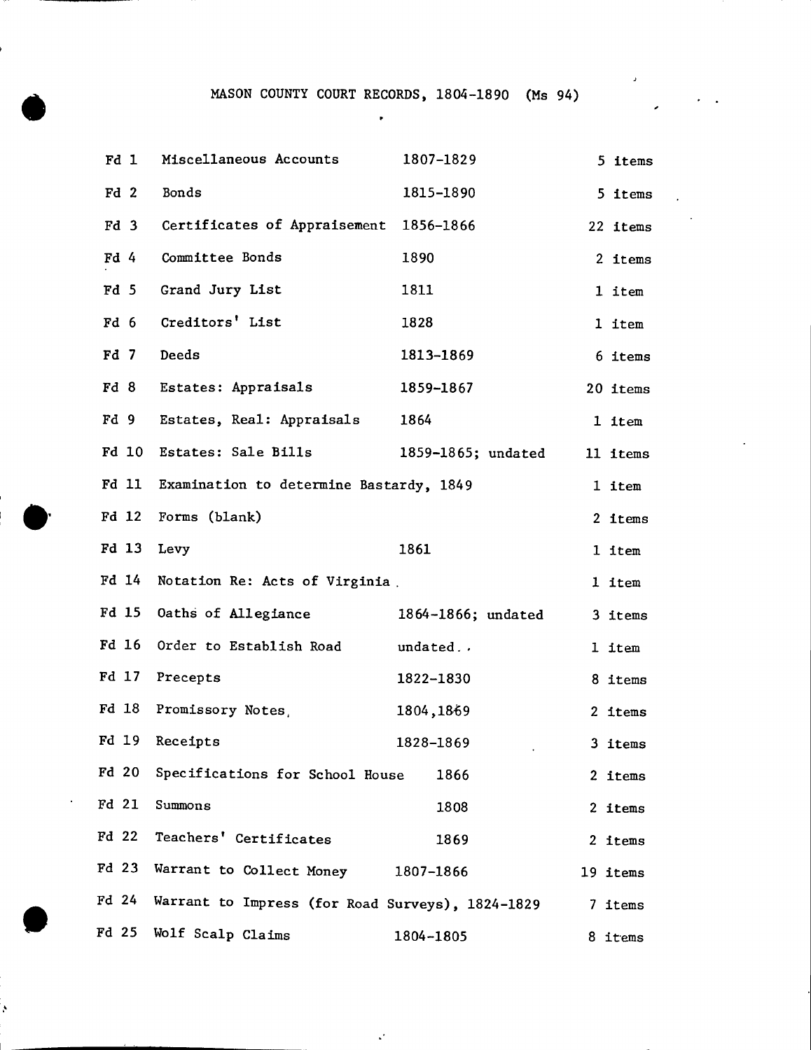# MASON COUNTY COURT RECORDS, 1804-1890 (Ms 94)

| | | | |
|---|---|---|---|
| Fd 1 | Miscellaneous Accounts | 1807-1829 | 5 items |
| Fd 2 | Bonds | 1815-1890 | 5 items |
| Fd 3 | Certificates of Appraisement | 1856-1866 | 22 items |
| Fd 4 | Committee Bonds | 1890 | 2 items |
| Fd 5 | Grand Jury List | 1811 | 1 item |
| Fd 6 | Creditors' List | 1828 | 1 item |
| Fd 7 | Deeds | 1813-1869 | 6 items |
| Fd 8 | Estates: Appraisals | 1859-1867 | 20 items |
| Fd 9 | Estates, Real: Appraisals | 1864 | 1 item |
| Fd 10 | Estates: Sale Bills | 1859-1865; undated | 11 items |
| Fd 11 | Examination to determine Bastardy, 1849 | | 1 item |
| Fd 12 | Forms (blank) | | 2 items |
| Fd 13 | Levy | 1861 | 1 item |
| Fd 14 | Notation Re: Acts of Virginia | | 1 item |
| Fd 15 | Oaths of Allegiance | 1864-1866; undated | 3 items |
| Fd 16 | Order to Establish Road | undated | 1 item |
| Fd 17 | Precepts | 1822-1830 | 8 items |
| Fd 18 | Promissory Notes | 1804,1869 | 2 items |
| Fd 19 | Receipts | 1828-1869 | 3 items |
| Fd 20 | Specifications for School House | 1866 | 2 items |
| Fd 21 | Summons | 1808 | 2 items |
| Fd 22 | Teachers' Certificates | 1869 | 2 items |
| Fd 23 | Warrant to Collect Money | 1807-1866 | 19 items |
| Fd 24 | Warrant to Impress (for Road Surveys), 1824-1829 | | 7 items |
| Fd 25 | Wolf Scalp Claims | 1804-1805 | 8 items |